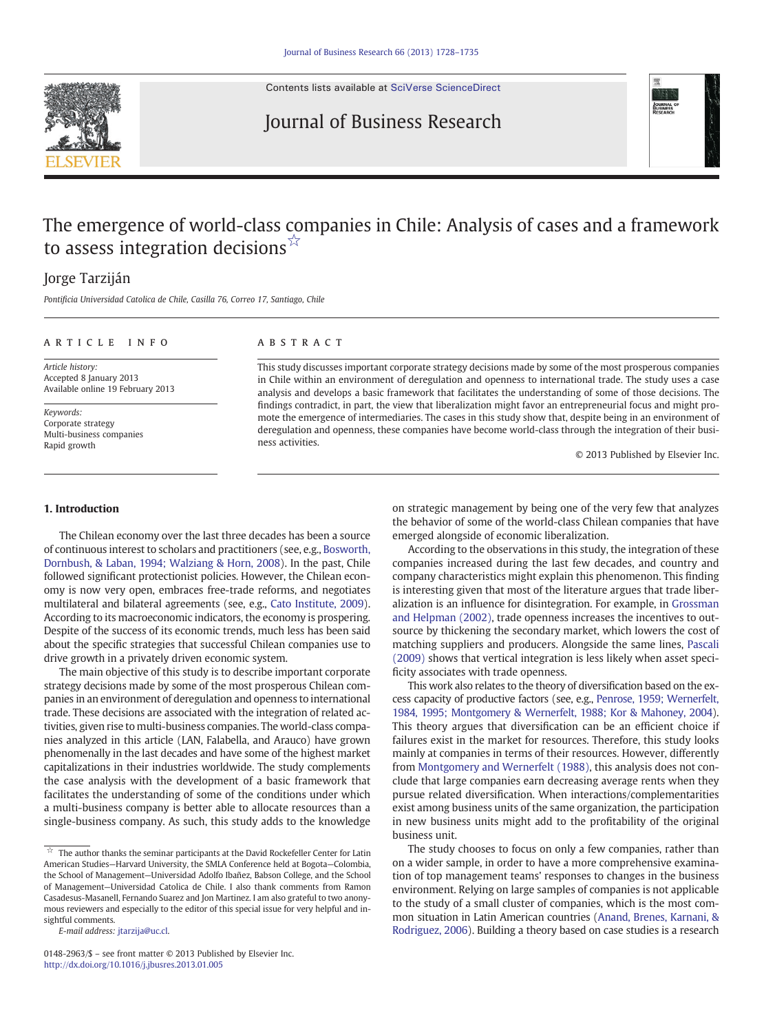# The emergence of world-class companies in Chile: Analysis of cases and a framework to assess integration decisions ☆

Jorge Tarziján

*Pontificia Universidad Catolica de Chile, Casilla 76, Correo 17, Santiago, Chile*

## ARTICLE INFO

*Article history:*
Accepted 8 January 2013
Available online 19 February 2013

*Keywords:*
Corporate strategy
Multi-business companies
Rapid growth

## ABSTRACT

This study discusses important corporate strategy decisions made by some of the most prosperous companies in Chile within an environment of deregulation and openness to international trade. The study uses a case analysis and develops a basic framework that facilitates the understanding of some of those decisions. The findings contradict, in part, the view that liberalization might favor an entrepreneurial focus and might promote the emergence of intermediaries. The cases in this study show that, despite being in an environment of deregulation and openness, these companies have become world-class through the integration of their business activities.

© 2013 Published by Elsevier Inc.

## 1. Introduction

The Chilean economy over the last three decades has been a source of continuous interest to scholars and practitioners (see, e.g., Bosworth, Dornbush, & Laban, 1994; Walziang & Horn, 2008). In the past, Chile followed significant protectionist policies. However, the Chilean economy is now very open, embraces free-trade reforms, and negotiates multilateral and bilateral agreements (see, e.g., Cato Institute, 2009). According to its macroeconomic indicators, the economy is prospering. Despite of the success of its economic trends, much less has been said about the specific strategies that successful Chilean companies use to drive growth in a privately driven economic system.

The main objective of this study is to describe important corporate strategy decisions made by some of the most prosperous Chilean companies in an environment of deregulation and openness to international trade. These decisions are associated with the integration of related activities, given rise to multi-business companies. The world-class companies analyzed in this article (LAN, Falabella, and Arauco) have grown phenomenally in the last decades and have some of the highest market capitalizations in their industries worldwide. The study complements the case analysis with the development of a basic framework that facilitates the understanding of some of the conditions under which a multi-business company is better able to allocate resources than a single-business company. As such, this study adds to the knowledge on strategic management by being one of the very few that analyzes the behavior of some of the world-class Chilean companies that have emerged alongside of economic liberalization.

According to the observations in this study, the integration of these companies increased during the last few decades, and country and company characteristics might explain this phenomenon. This finding is interesting given that most of the literature argues that trade liberalization is an influence for disintegration. For example, in Grossman and Helpman (2002), trade openness increases the incentives to outsource by thickening the secondary market, which lowers the cost of matching suppliers and producers. Alongside the same lines, Pascali (2009) shows that vertical integration is less likely when asset specificity associates with trade openness.

This work also relates to the theory of diversification based on the excess capacity of productive factors (see, e.g., Penrose, 1959; Wernerfelt, 1984, 1995; Montgomery & Wernerfelt, 1988; Kor & Mahoney, 2004). This theory argues that diversification can be an efficient choice if failures exist in the market for resources. Therefore, this study looks mainly at companies in terms of their resources. However, differently from Montgomery and Wernerfelt (1988), this analysis does not conclude that large companies earn decreasing average rents when they pursue related diversification. When interactions/complementarities exist among business units of the same organization, the participation in new business units might add to the profitability of the original business unit.

The study chooses to focus on only a few companies, rather than on a wider sample, in order to have a more comprehensive examination of top management teams' responses to changes in the business environment. Relying on large samples of companies is not applicable to the study of a small cluster of companies, which is the most common situation in Latin American countries (Anand, Brenes, Karnani, & Rodriguez, 2006). Building a theory based on case studies is a research

☆ The author thanks the seminar participants at the David Rockefeller Center for Latin American Studies—Harvard University, the SMLA Conference held at Bogota—Colombia, the School of Management—Universidad Adolfo Ibañez, Babson College, and the School of Management—Universidad Catolica de Chile. I also thank comments from Ramon Casadesus-Masanell, Fernando Suarez and Jon Martinez. I am also grateful to two anonymous reviewers and especially to the editor of this special issue for very helpful and insightful comments.

E-mail address: jtarzija@uc.cl.

0148-2963/$ – see front matter © 2013 Published by Elsevier Inc.
http://dx.doi.org/10.1016/j.jbusres.2013.01.005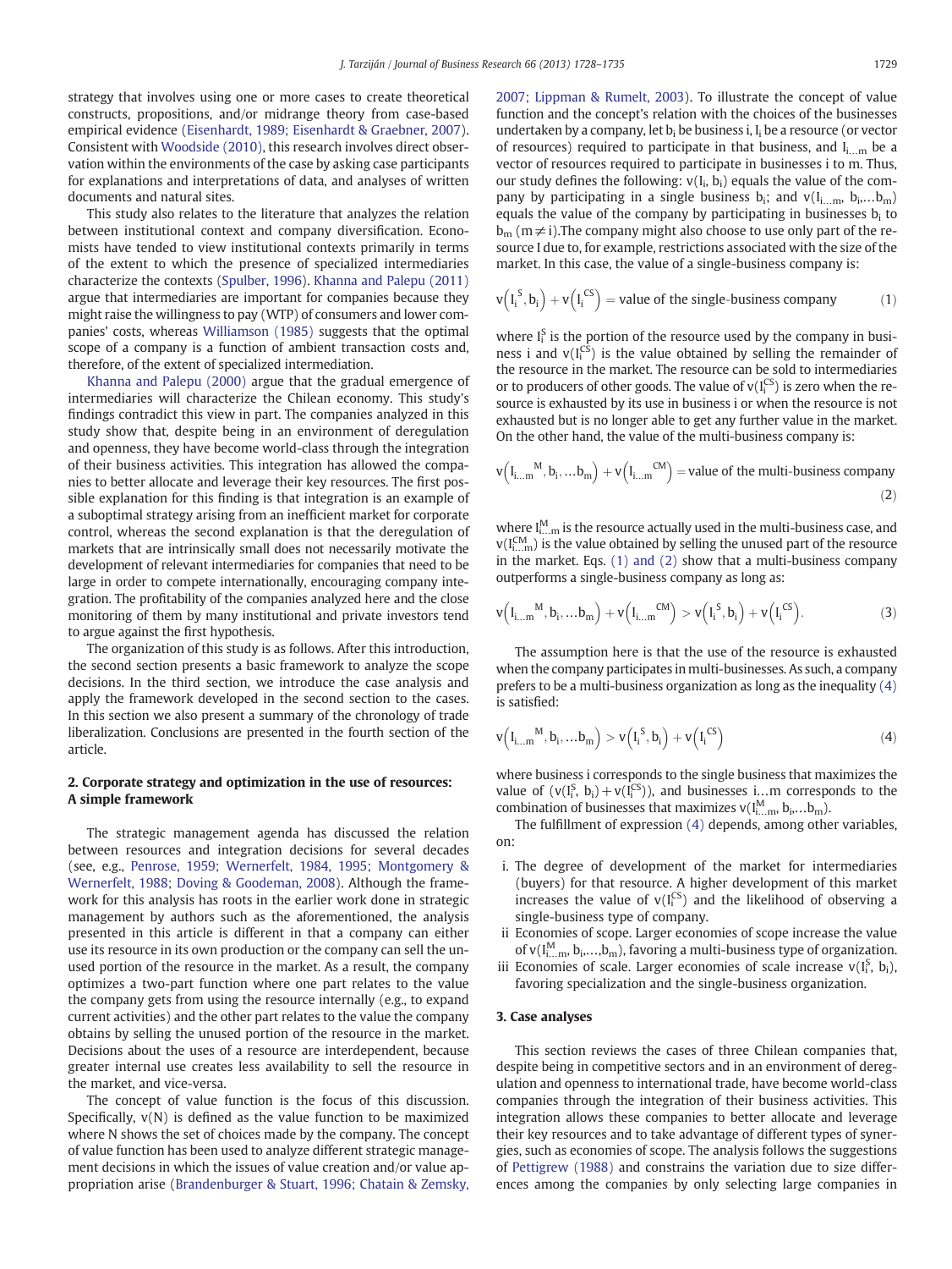strategy that involves using one or more cases to create theoretical constructs, propositions, and/or midrange theory from case-based empirical evidence (Eisenhardt, 1989; Eisenhardt & Graebner, 2007). Consistent with Woodside (2010), this research involves direct observation within the environments of the case by asking case participants for explanations and interpretations of data, and analyses of written documents and natural sites.

This study also relates to the literature that analyzes the relation between institutional context and company diversification. Economists have tended to view institutional contexts primarily in terms of the extent to which the presence of specialized intermediaries characterize the contexts (Spulber, 1996). Khanna and Palepu (2011) argue that intermediaries are important for companies because they might raise the willingness to pay (WTP) of consumers and lower companies' costs, whereas Williamson (1985) suggests that the optimal scope of a company is a function of ambient transaction costs and, therefore, of the extent of specialized intermediation.

Khanna and Palepu (2000) argue that the gradual emergence of intermediaries will characterize the Chilean economy. This study's findings contradict this view in part. The companies analyzed in this study show that, despite being in an environment of deregulation and openness, they have become world-class through the integration of their business activities. This integration has allowed the companies to better allocate and leverage their key resources. The first possible explanation for this finding is that integration is an example of a suboptimal strategy arising from an inefficient market for corporate control, whereas the second explanation is that the deregulation of markets that are intrinsically small does not necessarily motivate the development of relevant intermediaries for companies that need to be large in order to compete internationally, encouraging company integration. The profitability of the companies analyzed here and the close monitoring of them by many institutional and private investors tend to argue against the first hypothesis.

The organization of this study is as follows. After this introduction, the second section presents a basic framework to analyze the scope decisions. In the third section, we introduce the case analysis and apply the framework developed in the second section to the cases. In this section we also present a summary of the chronology of trade liberalization. Conclusions are presented in the fourth section of the article.

## 2. Corporate strategy and optimization in the use of resources: A simple framework

The strategic management agenda has discussed the relation between resources and integration decisions for several decades (see, e.g., Penrose, 1959; Wernerfelt, 1984, 1995; Montgomery & Wernerfelt, 1988; Doving & Gooderman, 2008). Although the framework for this analysis has roots in the earlier work done in strategic management by authors such as the aforementioned, the analysis presented in this article is different in that a company can either use its resource in its own production or the company can sell the unused portion of the resource in the market. As a result, the company optimizes a two-part function where one part relates to the value the company gets from using the resource internally (e.g., to expand current activities) and the other part relates to the value the company obtains by selling the unused portion of the resource in the market. Decisions about the uses of a resource are interdependent, because greater internal use creates less availability to sell the resource in the market, and vice-versa.

The concept of value function is the focus of this discussion. Specifically, $v(N)$ is defined as the value function to be maximized where N shows the set of choices made by the company. The concept of value function has been used to analyze different strategic management decisions in which the issues of value creation and/or value appropriation arise (Brandenburger & Stuart, 1996; Chatain & Zemsky, 2007; Lippman & Rumelt, 2003). To illustrate the concept of value function and the concept's relation with the choices of the businesses undertaken by a company, let $b_i$ be business i, $I_i$ be a resource (or vector of resources) required to participate in that business, and $I_{i\ldots m}$ be a vector of resources required to participate in businesses i to m. Thus, our study defines the following: $v(I_i, b_i)$ equals the value of the company by participating in a single business $b_i$; and $v(I_{i\ldots m}, b_i, \ldots b_m)$ equals the value of the company by participating in businesses $b_i$ to $b_m$ ($m \neq i$).The company might also choose to use only part of the resource I due to, for example, restrictions associated with the size of the market. In this case, the value of a single-business company is:

$$v\left(I_i^{\,S}, b_i\right) + v\left(I_i^{\,CS}\right) = \text{value of the single-business company} \tag{1}$$

where $I_i^S$ is the portion of the resource used by the company in business i and $v(I_i^{CS})$ is the value obtained by selling the remainder of the resource in the market. The resource can be sold to intermediaries or to producers of other goods. The value of $v(I_i^{CS})$ is zero when the resource is exhausted by its use in business i or when the resource is not exhausted but is no longer able to get any further value in the market. On the other hand, the value of the multi-business company is:

$$v\left(I_{i\ldots m}^{\;\;M}, b_i, \ldots b_m\right) + v\left(I_{i\ldots m}^{\;\;CM}\right) = \text{value of the multi-business company} \tag{2}$$

where $I_{i\ldots m}^{M}$ is the resource actually used in the multi-business case, and $v(I_{i\ldots m}^{CM})$ is the value obtained by selling the unused part of the resource in the market. Eqs. (1) and (2) show that a multi-business company outperforms a single-business company as long as:

$$v\left(I_{i\ldots m}^{\;\;M}, b_i, \ldots b_m\right) + v\left(I_{i\ldots m}^{\;\;CM}\right) > v\left(I_i^{\,S}, b_i\right) + v\left(I_i^{\,CS}\right). \tag{3}$$

The assumption here is that the use of the resource is exhausted when the company participates in multi-businesses. As such, a company prefers to be a multi-business organization as long as the inequality (4) is satisfied:

$$v\left(I_{i\ldots m}^{\;\;M}, b_i, \ldots b_m\right) > v\left(I_i^{\,S}, b_i\right) + v\left(I_i^{\,CS}\right) \tag{4}$$

where business i corresponds to the single business that maximizes the value of $(v(I_i^S, b_i) + v(I_i^{CS}))$, and businesses i…m corresponds to the combination of businesses that maximizes $v(I_{i\ldots m}^{M}, b_i, \ldots b_m)$.

The fulfillment of expression (4) depends, among other variables, on:

i. The degree of development of the market for intermediaries (buyers) for that resource. A higher development of this market increases the value of $v(I_i^{CS})$ and the likelihood of observing a single-business type of company.
ii Economies of scope. Larger economies of scope increase the value of $v(I_{i\ldots m}^{M}, b_i, \ldots, b_m)$, favoring a multi-business type of organization.
iii Economies of scale. Larger economies of scale increase $v(I_i^S, b_i)$, favoring specialization and the single-business organization.

## 3. Case analyses

This section reviews the cases of three Chilean companies that, despite being in competitive sectors and in an environment of deregulation and openness to international trade, have become world-class companies through the integration of their business activities. This integration allows these companies to better allocate and leverage their key resources and to take advantage of different types of synergies, such as economies of scope. The analysis follows the suggestions of Pettigrew (1988) and constrains the variation due to size differences among the companies by only selecting large companies in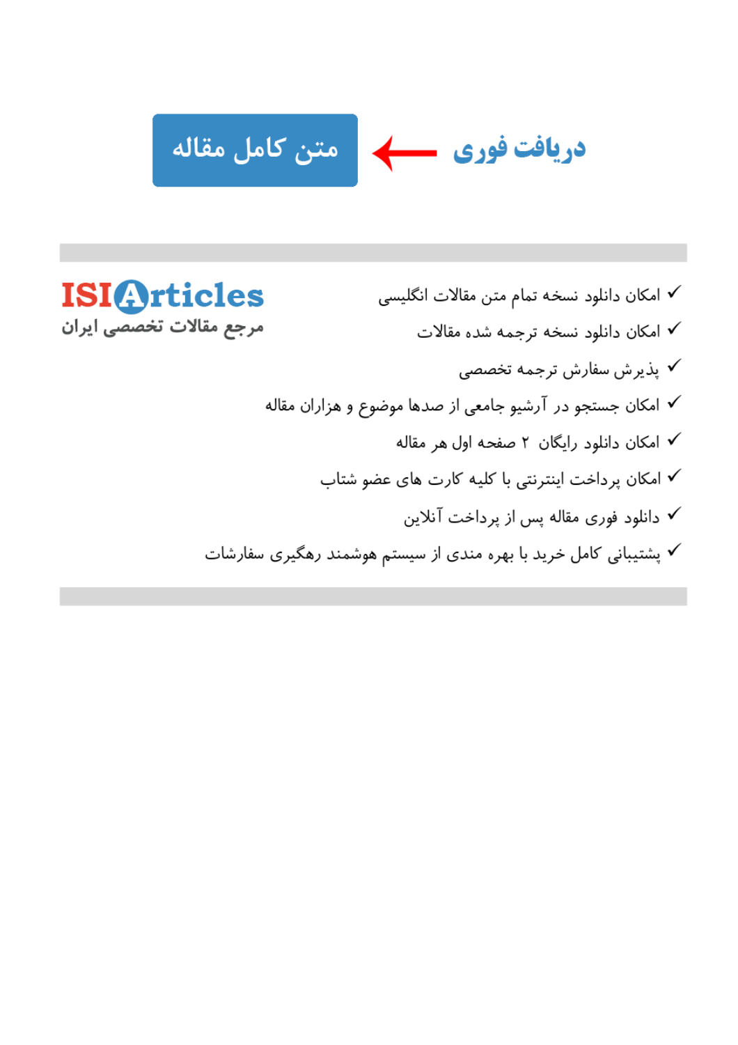دریافت فوری ← **متن کامل مقاله**

**ISIArticles**
مرجع مقالات تخصصی ایران

- ✓ امکان دانلود نسخه تمام متن مقالات انگلیسی
- ✓ امکان دانلود نسخه ترجمه شده مقالات
- ✓ پذیرش سفارش ترجمه تخصصی
- ✓ امکان جستجو در آرشیو جامعی از صدها موضوع و هزاران مقاله
- ✓ امکان دانلود رایگان ۲ صفحه اول هر مقاله
- ✓ امکان پرداخت اینترنتی با کلیه کارت های عضو شتاب
- ✓ دانلود فوری مقاله پس از پرداخت آنلاین
- ✓ پشتیبانی کامل خرید با بهره مندی از سیستم هوشمند رهگیری سفارشات